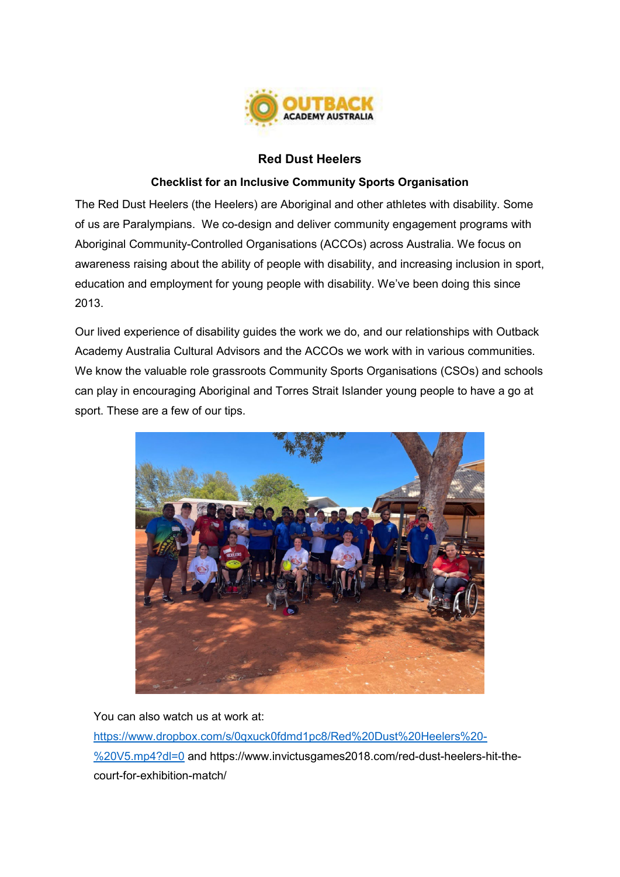# Red Dust Heelers

## Checklist for an Inclusive Community Sports Organisation

The Red Dust Heelers (the Heelers) are Aboriginal and other athletes with disability. Some of us are Paralympians. We co-design and deliver community engagement programs with Aboriginal Community-Controlled Organisations (ACCOs) across Australia. We focus on awareness raising about the ability of people with disability, and increasing inclusion in sport, education and employment for young people with disability. We've been doing this since 2013.

Our lived experience of disability guides the work we do, and our relationships with Outback Academy Australia Cultural Advisors and the ACCOs we work with in various communities. We know the valuable role grassroots Community Sports Organisations (CSOs) and schools can play in encouraging Aboriginal and Torres Strait Islander young people to have a go at sport. These are a few of our tips.

You can also watch us at work at: [https://www.dropbox.com/s/0qxuck0fdmd1pc8/Red%20Dust%20Heelers%20-%20V5.mp4?dl=0](https://www.dropbox.com/s/0qxuck0fdmd1pc8/Red%20Dust%20Heelers%20-%20V5.mp4?dl=0) and https://www.invictusgames2018.com/red-dust-heelers-hit-the-court-for-exhibition-match/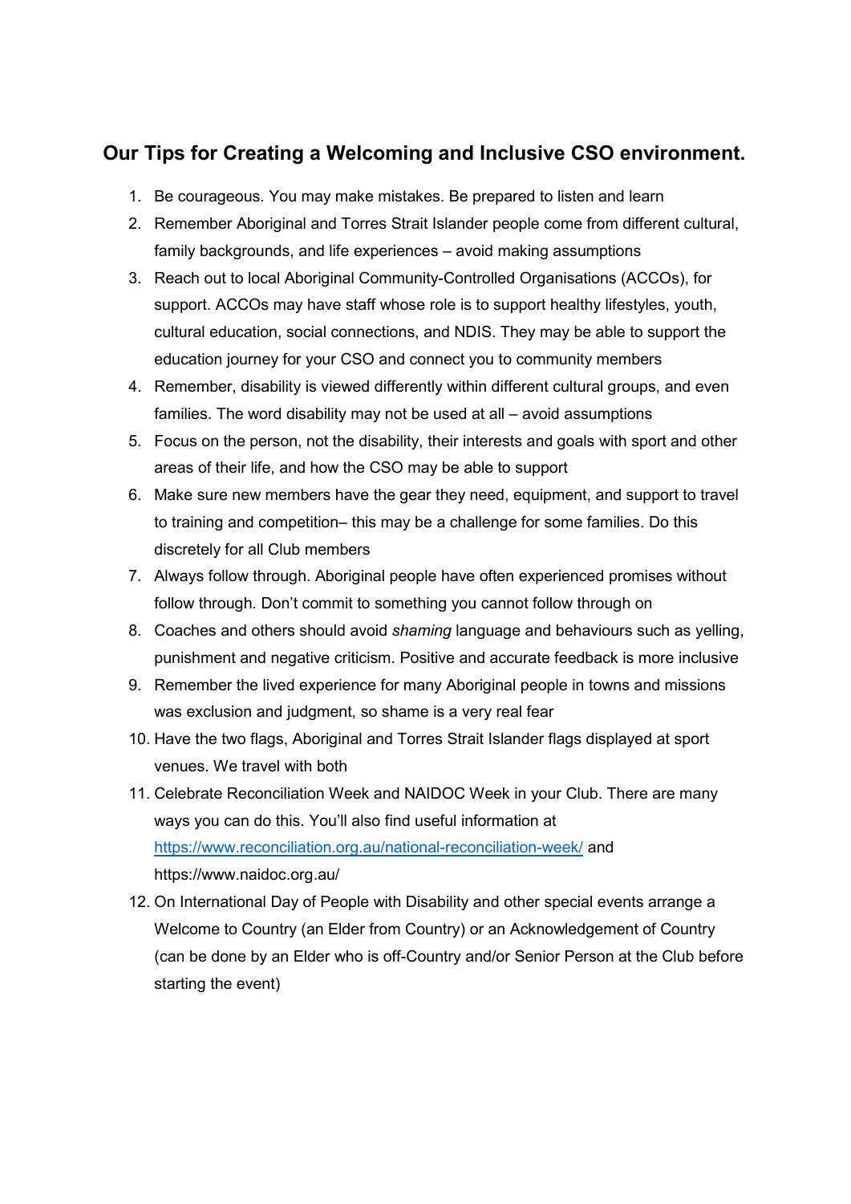## Our Tips for Creating a Welcoming and Inclusive CSO environment.

1. Be courageous. You may make mistakes. Be prepared to listen and learn
2. Remember Aboriginal and Torres Strait Islander people come from different cultural, family backgrounds, and life experiences – avoid making assumptions
3. Reach out to local Aboriginal Community-Controlled Organisations (ACCOs), for support. ACCOs may have staff whose role is to support healthy lifestyles, youth, cultural education, social connections, and NDIS. They may be able to support the education journey for your CSO and connect you to community members
4. Remember, disability is viewed differently within different cultural groups, and even families. The word disability may not be used at all – avoid assumptions
5. Focus on the person, not the disability, their interests and goals with sport and other areas of their life, and how the CSO may be able to support
6. Make sure new members have the gear they need, equipment, and support to travel to training and competition– this may be a challenge for some families. Do this discretely for all Club members
7. Always follow through. Aboriginal people have often experienced promises without follow through. Don't commit to something you cannot follow through on
8. Coaches and others should avoid *shaming* language and behaviours such as yelling, punishment and negative criticism. Positive and accurate feedback is more inclusive
9. Remember the lived experience for many Aboriginal people in towns and missions was exclusion and judgment, so shame is a very real fear
10. Have the two flags, Aboriginal and Torres Strait Islander flags displayed at sport venues. We travel with both
11. Celebrate Reconciliation Week and NAIDOC Week in your Club. There are many ways you can do this. You'll also find useful information at https://www.reconciliation.org.au/national-reconciliation-week/ and https://www.naidoc.org.au/
12. On International Day of People with Disability and other special events arrange a Welcome to Country (an Elder from Country) or an Acknowledgement of Country (can be done by an Elder who is off-Country and/or Senior Person at the Club before starting the event)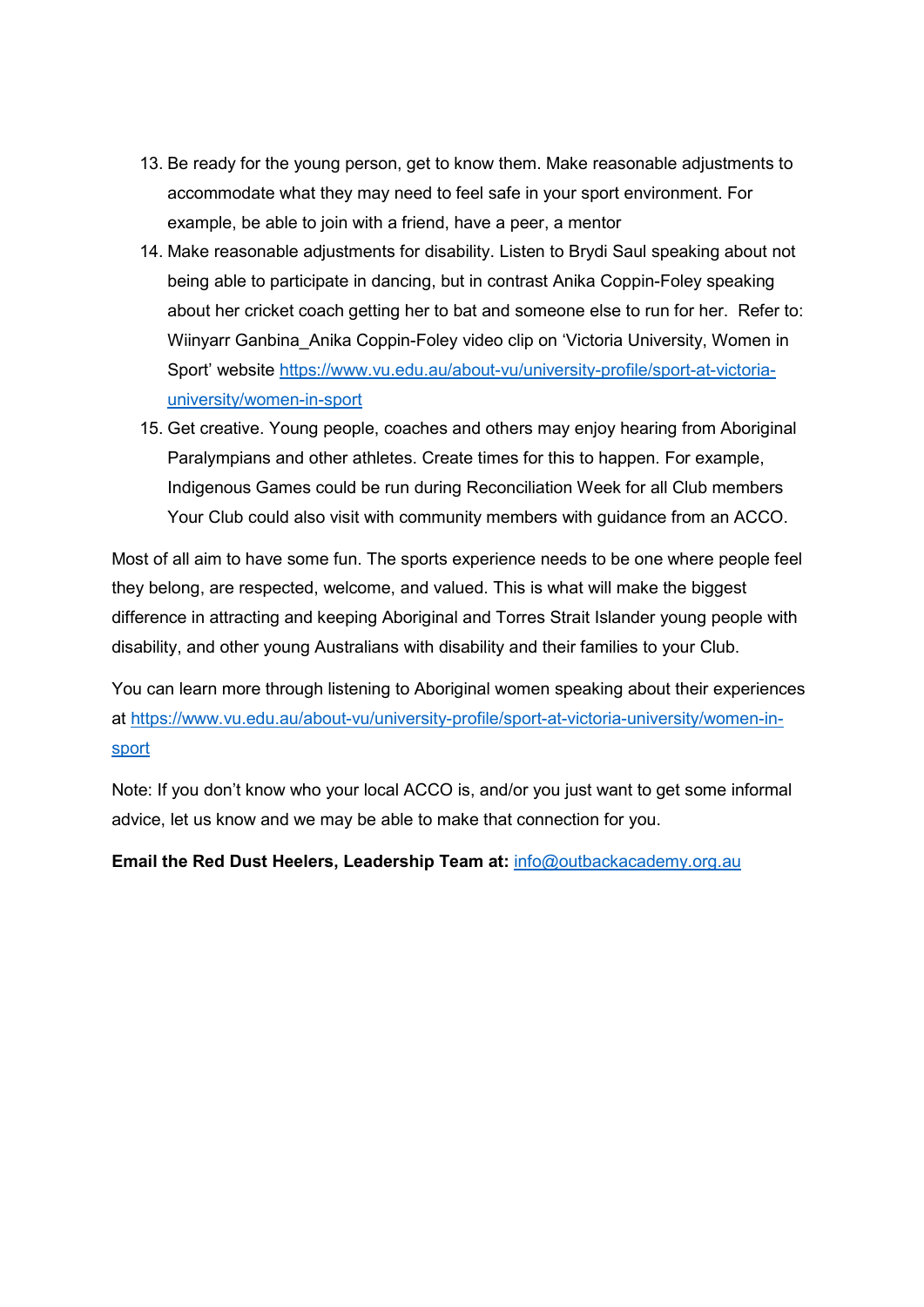13. Be ready for the young person, get to know them. Make reasonable adjustments to accommodate what they may need to feel safe in your sport environment. For example, be able to join with a friend, have a peer, a mentor
14. Make reasonable adjustments for disability. Listen to Brydi Saul speaking about not being able to participate in dancing, but in contrast Anika Coppin-Foley speaking about her cricket coach getting her to bat and someone else to run for her. Refer to: Wiinyarr Ganbina_Anika Coppin-Foley video clip on 'Victoria University, Women in Sport' website https://www.vu.edu.au/about-vu/university-profile/sport-at-victoria-university/women-in-sport
15. Get creative. Young people, coaches and others may enjoy hearing from Aboriginal Paralympians and other athletes. Create times for this to happen. For example, Indigenous Games could be run during Reconciliation Week for all Club members Your Club could also visit with community members with guidance from an ACCO.

Most of all aim to have some fun. The sports experience needs to be one where people feel they belong, are respected, welcome, and valued. This is what will make the biggest difference in attracting and keeping Aboriginal and Torres Strait Islander young people with disability, and other young Australians with disability and their families to your Club.

You can learn more through listening to Aboriginal women speaking about their experiences at https://www.vu.edu.au/about-vu/university-profile/sport-at-victoria-university/women-in-sport

Note: If you don't know who your local ACCO is, and/or you just want to get some informal advice, let us know and we may be able to make that connection for you.

**Email the Red Dust Heelers, Leadership Team at:** info@outbackacademy.org.au